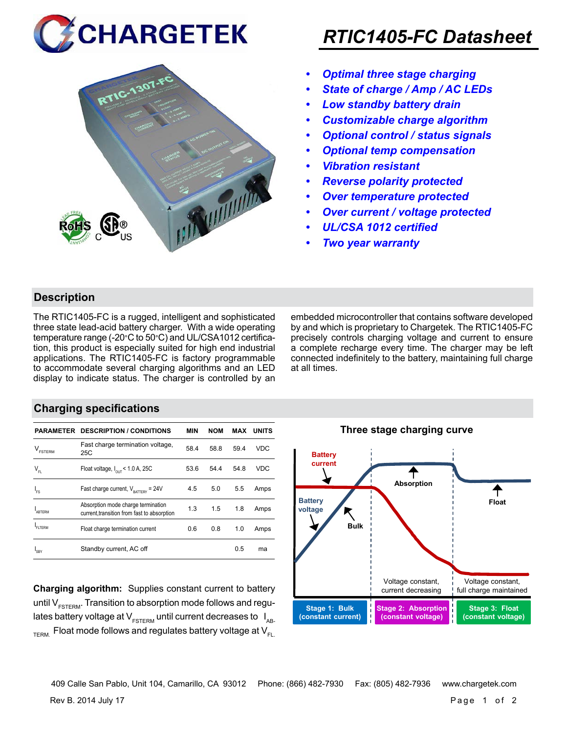# CHARGETEK

# RTIC1405-FC Datasheet

- *Optimal three stage charging*
- *State of charge / Amp / AC LEDs*
- *Low standby battery drain*
- *Customizable charge algorithm*
- *Optional control / status signals*
- *Optional temp compensation*
- *Vibration resistant*
- *Reverse polarity protected*
- *Over temperature protected*
- *Over current / voltage protected*
- *UL/CSA 1012 certified*
- *Two year warranty*

## Description

The RTIC1405-FC is a rugged, intelligent and sophisticated three state lead-acid battery charger. With a wide operating temperature range (-20°C to 50°C) and UL/CSA1012 certification, this product is especially suited for high end industrial applications. The RTIC1405-FC is factory programmable to accommodate several charging algorithms and an LED display to indicate status. The charger is controlled by an embedded microcontroller that contains software developed by and which is proprietary to Chargetek. The RTIC1405-FC precisely controls charging voltage and current to ensure a complete recharge every time. The charger may be left connected indefinitely to the battery, maintaining full charge at all times.

## Charging specifications

| PARAMETER | DESCRIPTION / CONDITIONS | MIN | NOM | MAX | UNITS |
|---|---|---|---|---|---|
| $V_{FSTERM}$ | Fast charge termination voltage, 25C | 58.4 | 58.8 | 59.4 | VDC |
| $V_{FL}$ | Float voltage, $I_{OUT}$ < 1.0 A, 25C | 53.6 | 54.4 | 54.8 | VDC |
| $I_{FS}$ | Fast charge current, $V_{BATTERY}$ = 24V | 4.5 | 5.0 | 5.5 | Amps |
| $I_{ABTERM}$ | Absorption mode charge termination current,transition from fast to absorption | 1.3 | 1.5 | 1.8 | Amps |
| $I_{FLTERM}$ | Float charge termination current | 0.6 | 0.8 | 1.0 | Amps |
| $I_{SBY}$ | Standby current, AC off | | | 0.5 | ma |

**Charging algorithm:** Supplies constant current to battery until $V_{FSTERM}$. Transition to absorption mode follows and regulates battery voltage at $V_{FSTERM}$ until current decreases to $I_{ABTERM}$. Float mode follows and regulates battery voltage at $V_{FL}$.

### Three stage charging curve

Battery current; Battery voltage; Bulk; Absorption; Float

Voltage constant, current decreasing | Voltage constant, full charge maintained

Stage 1: Bulk (constant current) | Stage 2: Absorption (constant voltage) | Stage 3: Float (constant voltage)

409 Calle San Pablo, Unit 104, Camarillo, CA 93012 Phone: (866) 482-7930 Fax: (805) 482-7936 www.chargetek.com

Rev B. 2014 July 17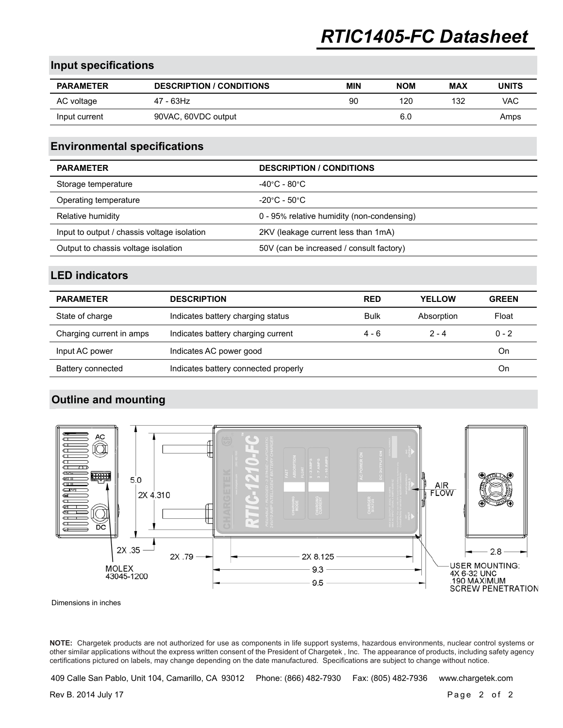# RTIC1405-FC Datasheet

## Input specifications

| PARAMETER | DESCRIPTION / CONDITIONS | MIN | NOM | MAX | UNITS |
|---|---|---|---|---|---|
| AC voltage | 47 - 63Hz | 90 | 120 | 132 | VAC |
| Input current | 90VAC, 60VDC output | | 6.0 | | Amps |

## Environmental specifications

| PARAMETER | DESCRIPTION / CONDITIONS |
|---|---|
| Storage temperature | -40°C - 80°C |
| Operating temperature | -20°C - 50°C |
| Relative humidity | 0 - 95% relative humidity (non-condensing) |
| Input to output / chassis voltage isolation | 2KV (leakage current less than 1mA) |
| Output to chassis voltage isolation | 50V (can be increased / consult factory) |

## LED indicators

| PARAMETER | DESCRIPTION | RED | YELLOW | GREEN |
|---|---|---|---|---|
| State of charge | Indicates battery charging status | Bulk | Absorption | Float |
| Charging current in amps | Indicates battery charging current | 4 - 6 | 2 - 4 | 0 - 2 |
| Input AC power | Indicates AC power good | | | On |
| Battery connected | Indicates battery connected properly | | | On |

## Outline and mounting

AC

DC

5.0

2X 4.310

2X .35

MOLEX
43045-1200

2X .79

2X 8.125

9.3

9.5

AIR
FLOW

2.8

USER MOUNTING:
4X 6-32 UNC
.190 MAXIMUM
SCREW PENETRATION

Dimensions in inches

**NOTE:** Chargetek products are not authorized for use as components in life support systems, hazardous environments, nuclear control systems or other similar applications without the express written consent of the President of Chargetek , Inc. The appearance of products, including safety agency certifications pictured on labels, may change depending on the date manufactured. Specifications are subject to change without notice.

409 Calle San Pablo, Unit 104, Camarillo, CA 93012 Phone: (866) 482-7930 Fax: (805) 482-7936 www.chargetek.com

Rev B. 2014 July 17